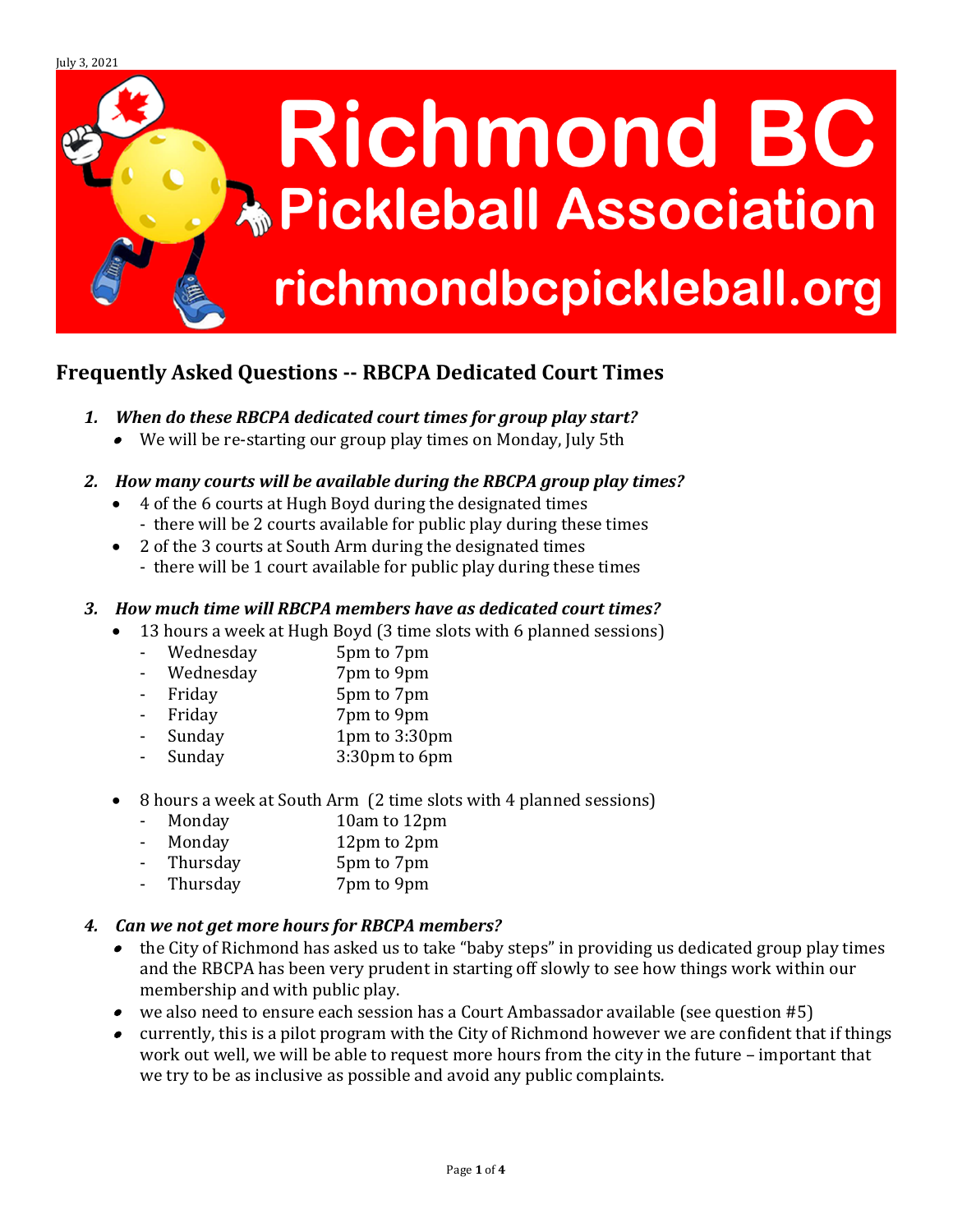July 3, 2021

# Richmond BC Pickleball Association

richmondbcpickleball.org

## Frequently Asked Questions -- RBCPA Dedicated Court Times

1. ***When do these RBCPA dedicated court times for group play start?***
   - We will be re-starting our group play times on Monday, July 5th

2. ***How many courts will be available during the RBCPA group play times?***
   - 4 of the 6 courts at Hugh Boyd during the designated times
     - there will be 2 courts available for public play during these times
   - 2 of the 3 courts at South Arm during the designated times
     - there will be 1 court available for public play during these times

3. ***How much time will RBCPA members have as dedicated court times?***
   - 13 hours a week at Hugh Boyd (3 time slots with 6 planned sessions)
     - Wednesday 5pm to 7pm
     - Wednesday 7pm to 9pm
     - Friday 5pm to 7pm
     - Friday 7pm to 9pm
     - Sunday 1pm to 3:30pm
     - Sunday 3:30pm to 6pm
   - 8 hours a week at South Arm (2 time slots with 4 planned sessions)
     - Monday 10am to 12pm
     - Monday 12pm to 2pm
     - Thursday 5pm to 7pm
     - Thursday 7pm to 9pm

4. ***Can we not get more hours for RBCPA members?***
   - the City of Richmond has asked us to take "baby steps" in providing us dedicated group play times and the RBCPA has been very prudent in starting off slowly to see how things work within our membership and with public play.
   - we also need to ensure each session has a Court Ambassador available (see question #5)
   - currently, this is a pilot program with the City of Richmond however we are confident that if things work out well, we will be able to request more hours from the city in the future – important that we try to be as inclusive as possible and avoid any public complaints.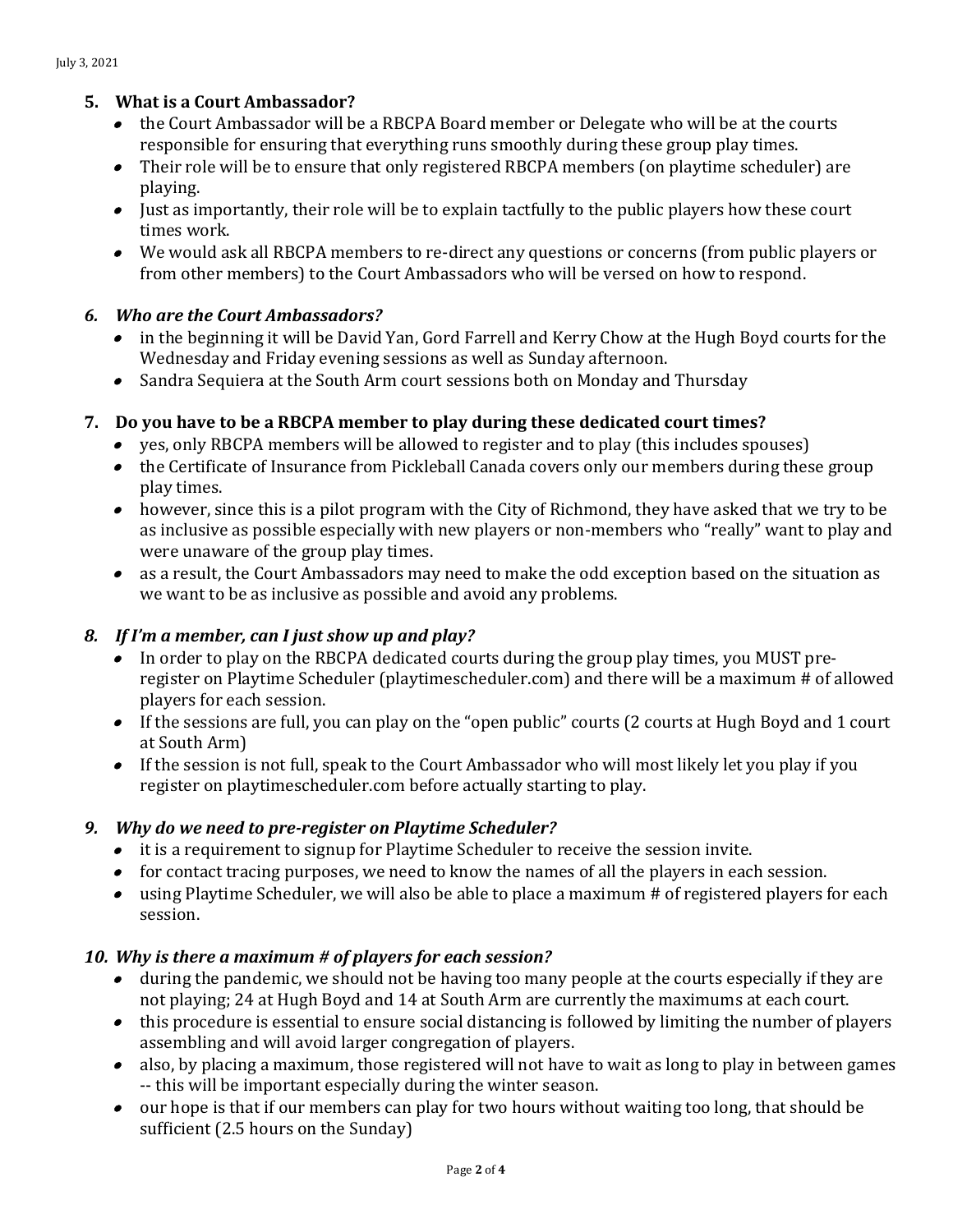### 5. What is a Court Ambassador?

- the Court Ambassador will be a RBCPA Board member or Delegate who will be at the courts responsible for ensuring that everything runs smoothly during these group play times.
- Their role will be to ensure that only registered RBCPA members (on playtime scheduler) are playing.
- Just as importantly, their role will be to explain tactfully to the public players how these court times work.
- We would ask all RBCPA members to re-direct any questions or concerns (from public players or from other members) to the Court Ambassadors who will be versed on how to respond.

### *6. Who are the Court Ambassadors?*

- in the beginning it will be David Yan, Gord Farrell and Kerry Chow at the Hugh Boyd courts for the Wednesday and Friday evening sessions as well as Sunday afternoon.
- Sandra Sequiera at the South Arm court sessions both on Monday and Thursday

### 7. Do you have to be a RBCPA member to play during these dedicated court times?

- yes, only RBCPA members will be allowed to register and to play (this includes spouses)
- the Certificate of Insurance from Pickleball Canada covers only our members during these group play times.
- however, since this is a pilot program with the City of Richmond, they have asked that we try to be as inclusive as possible especially with new players or non-members who "really" want to play and were unaware of the group play times.
- as a result, the Court Ambassadors may need to make the odd exception based on the situation as we want to be as inclusive as possible and avoid any problems.

### *8. If I'm a member, can I just show up and play?*

- In order to play on the RBCPA dedicated courts during the group play times, you MUST pre-register on Playtime Scheduler (playtimescheduler.com) and there will be a maximum # of allowed players for each session.
- If the sessions are full, you can play on the "open public" courts (2 courts at Hugh Boyd and 1 court at South Arm)
- If the session is not full, speak to the Court Ambassador who will most likely let you play if you register on playtimescheduler.com before actually starting to play.

### *9. Why do we need to pre-register on Playtime Scheduler?*

- it is a requirement to signup for Playtime Scheduler to receive the session invite.
- for contact tracing purposes, we need to know the names of all the players in each session.
- using Playtime Scheduler, we will also be able to place a maximum # of registered players for each session.

### *10. Why is there a maximum # of players for each session?*

- during the pandemic, we should not be having too many people at the courts especially if they are not playing; 24 at Hugh Boyd and 14 at South Arm are currently the maximums at each court.
- this procedure is essential to ensure social distancing is followed by limiting the number of players assembling and will avoid larger congregation of players.
- also, by placing a maximum, those registered will not have to wait as long to play in between games -- this will be important especially during the winter season.
- our hope is that if our members can play for two hours without waiting too long, that should be sufficient (2.5 hours on the Sunday)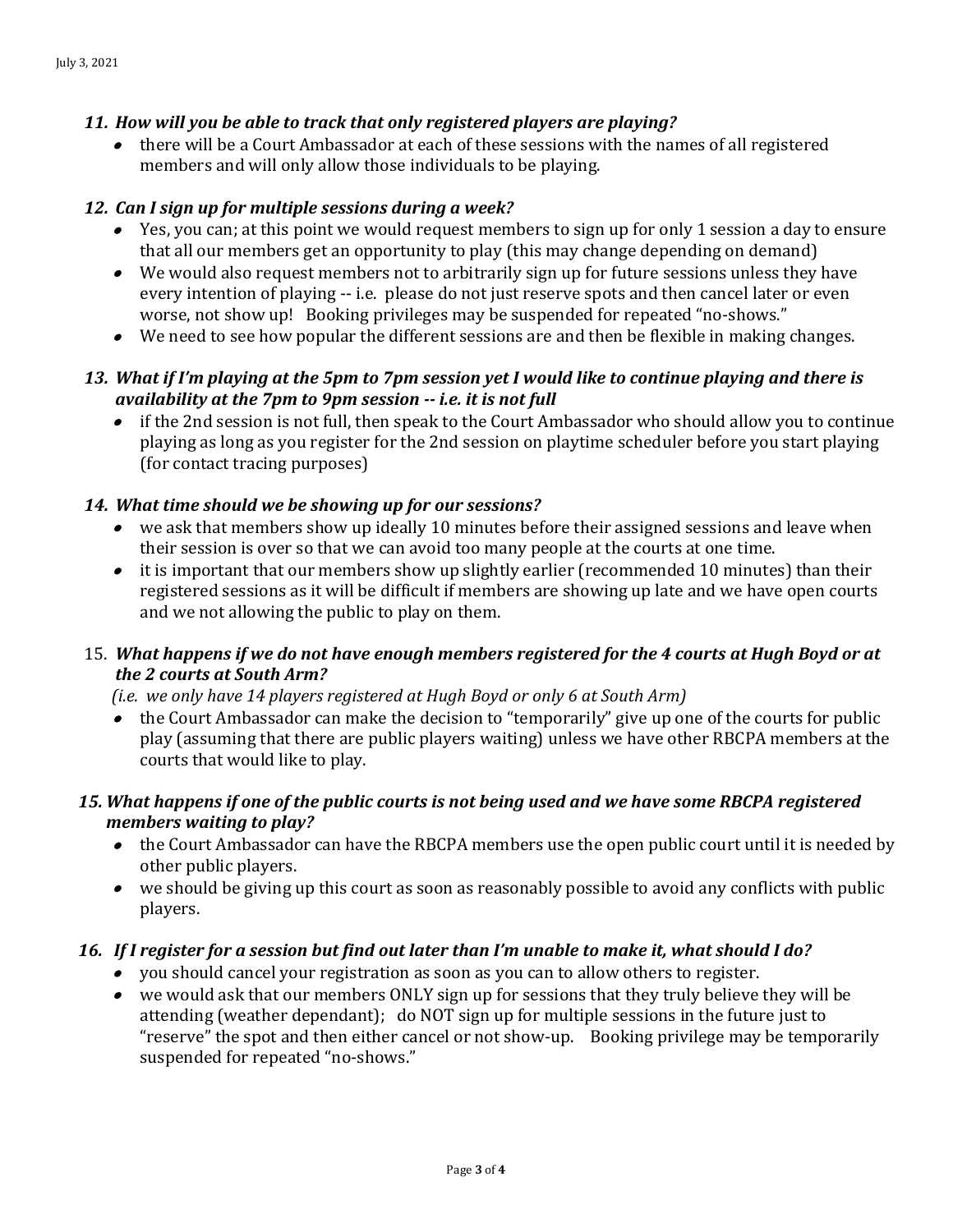### *11. How will you be able to track that only registered players are playing?*

- there will be a Court Ambassador at each of these sessions with the names of all registered members and will only allow those individuals to be playing.

### *12. Can I sign up for multiple sessions during a week?*

- Yes, you can; at this point we would request members to sign up for only 1 session a day to ensure that all our members get an opportunity to play (this may change depending on demand)
- We would also request members not to arbitrarily sign up for future sessions unless they have every intention of playing -- i.e. please do not just reserve spots and then cancel later or even worse, not show up! Booking privileges may be suspended for repeated "no-shows."
- We need to see how popular the different sessions are and then be flexible in making changes.

### *13. What if I'm playing at the 5pm to 7pm session yet I would like to continue playing and there is availability at the 7pm to 9pm session -- i.e. it is not full*

- if the 2nd session is not full, then speak to the Court Ambassador who should allow you to continue playing as long as you register for the 2nd session on playtime scheduler before you start playing (for contact tracing purposes)

### *14. What time should we be showing up for our sessions?*

- we ask that members show up ideally 10 minutes before their assigned sessions and leave when their session is over so that we can avoid too many people at the courts at one time.
- it is important that our members show up slightly earlier (recommended 10 minutes) than their registered sessions as it will be difficult if members are showing up late and we have open courts and we not allowing the public to play on them.

### 15. *What happens if we do not have enough members registered for the 4 courts at Hugh Boyd or at the 2 courts at South Arm?*

*(i.e. we only have 14 players registered at Hugh Boyd or only 6 at South Arm)*

- the Court Ambassador can make the decision to "temporarily" give up one of the courts for public play (assuming that there are public players waiting) unless we have other RBCPA members at the courts that would like to play.

### *15. What happens if one of the public courts is not being used and we have some RBCPA registered members waiting to play?*

- the Court Ambassador can have the RBCPA members use the open public court until it is needed by other public players.
- we should be giving up this court as soon as reasonably possible to avoid any conflicts with public players.

### *16. If I register for a session but find out later than I'm unable to make it, what should I do?*

- you should cancel your registration as soon as you can to allow others to register.
- we would ask that our members ONLY sign up for sessions that they truly believe they will be attending (weather dependant); do NOT sign up for multiple sessions in the future just to "reserve" the spot and then either cancel or not show-up. Booking privilege may be temporarily suspended for repeated "no-shows."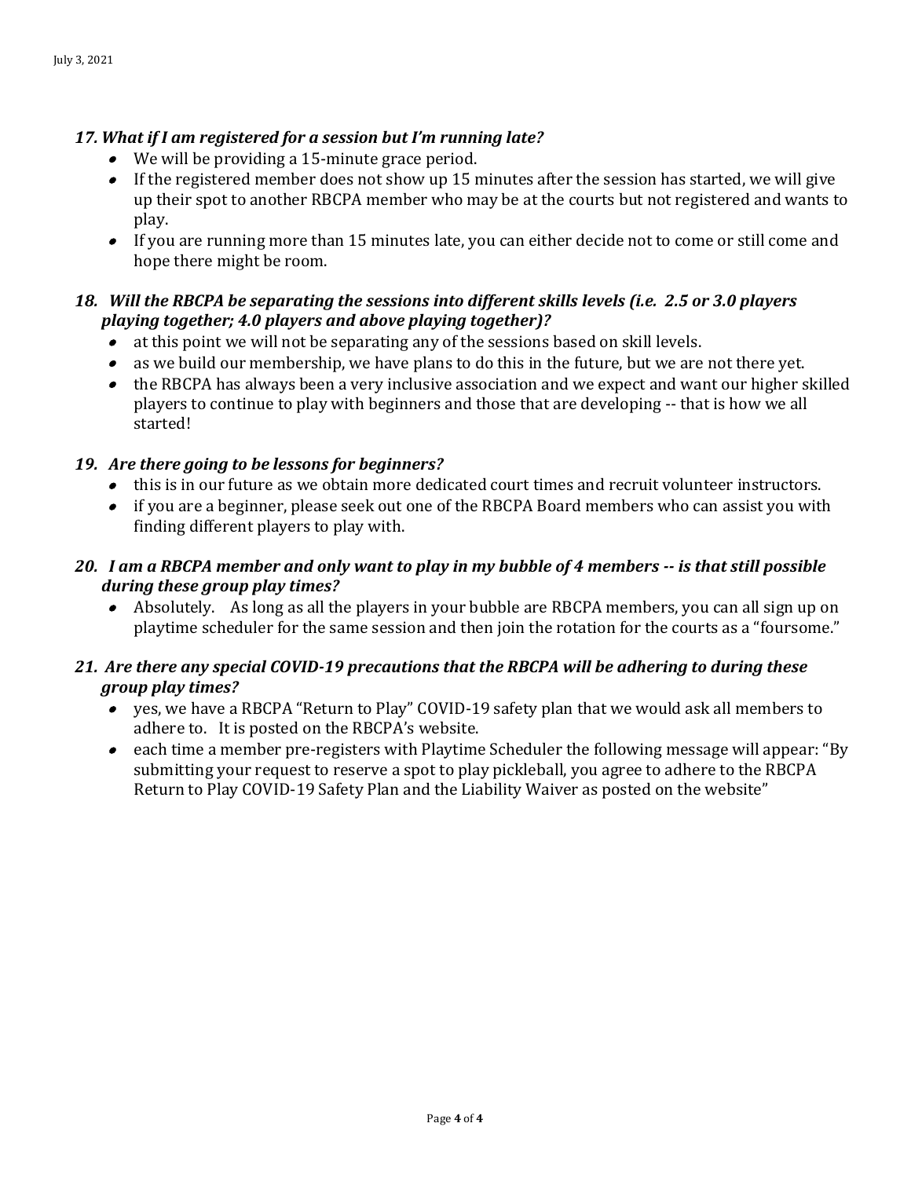### *17. What if I am registered for a session but I'm running late?*

- We will be providing a 15-minute grace period.
- If the registered member does not show up 15 minutes after the session has started, we will give up their spot to another RBCPA member who may be at the courts but not registered and wants to play.
- If you are running more than 15 minutes late, you can either decide not to come or still come and hope there might be room.

### *18. Will the RBCPA be separating the sessions into different skills levels (i.e. 2.5 or 3.0 players playing together; 4.0 players and above playing together)?*

- at this point we will not be separating any of the sessions based on skill levels.
- as we build our membership, we have plans to do this in the future, but we are not there yet.
- the RBCPA has always been a very inclusive association and we expect and want our higher skilled players to continue to play with beginners and those that are developing -- that is how we all started!

### *19. Are there going to be lessons for beginners?*

- this is in our future as we obtain more dedicated court times and recruit volunteer instructors.
- if you are a beginner, please seek out one of the RBCPA Board members who can assist you with finding different players to play with.

### *20. I am a RBCPA member and only want to play in my bubble of 4 members -- is that still possible during these group play times?*

- Absolutely. As long as all the players in your bubble are RBCPA members, you can all sign up on playtime scheduler for the same session and then join the rotation for the courts as a "foursome."

### *21. Are there any special COVID-19 precautions that the RBCPA will be adhering to during these group play times?*

- yes, we have a RBCPA "Return to Play" COVID-19 safety plan that we would ask all members to adhere to. It is posted on the RBCPA's website.
- each time a member pre-registers with Playtime Scheduler the following message will appear: "By submitting your request to reserve a spot to play pickleball, you agree to adhere to the RBCPA Return to Play COVID-19 Safety Plan and the Liability Waiver as posted on the website"